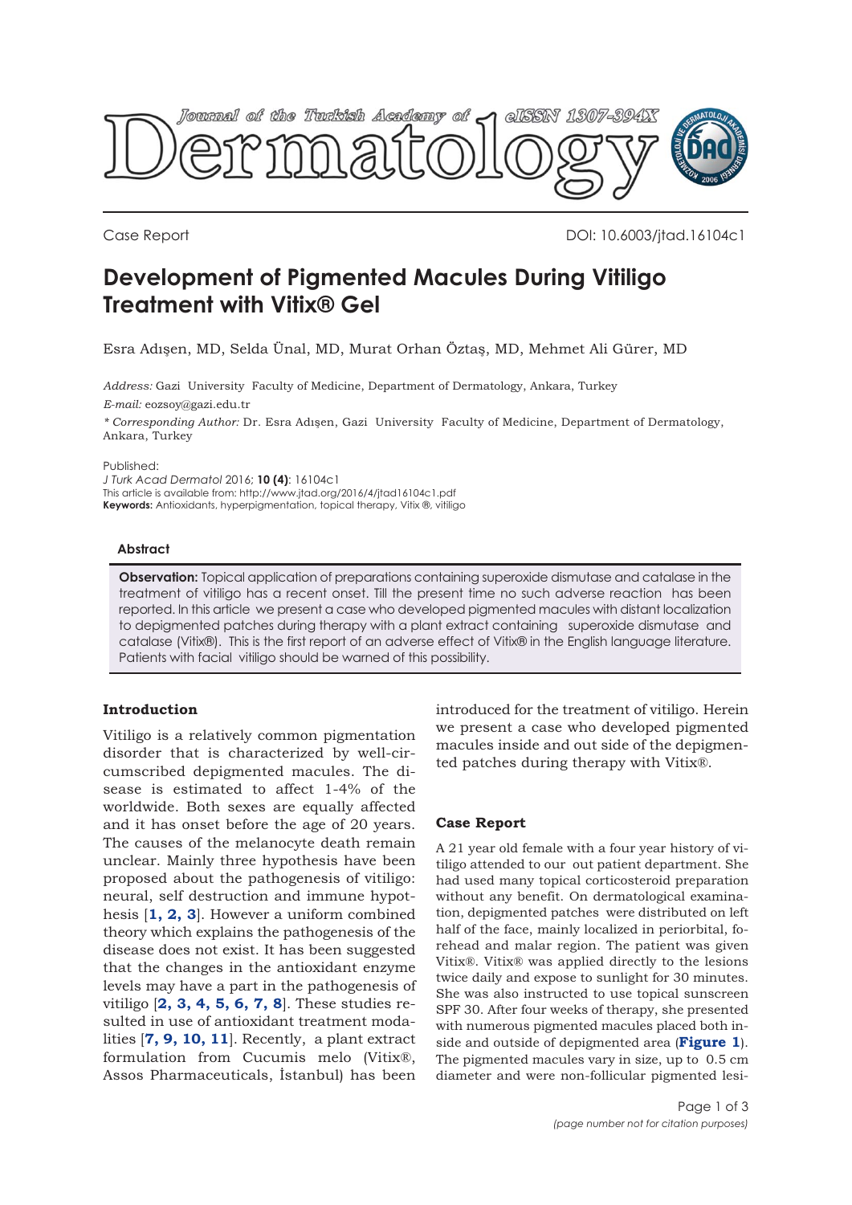Case Report

DOI: 10.6003/jtad.16104c1

# Development of Pigmented Macules During Vitiligo Treatment with Vitix® Gel

Esra Adışen, MD, Selda Ünal, MD, Murat Orhan Öztaş, MD, Mehmet Ali Gürer, MD

*Address:* Gazi University Faculty of Medicine, Department of Dermatology, Ankara, Turkey

*E-mail:* eozsoy@gazi.edu.tr

*\* Corresponding Author:* Dr. Esra Adışen, Gazi University Faculty of Medicine, Department of Dermatology, Ankara, Turkey

Published:
*J Turk Acad Dermatol* 2016; **10 (4)**: 16104c1
This article is available from: http://www.jtad.org/2016/4/jtad16104c1.pdf
**Keywords:** Antioxidants, hyperpigmentation, topical therapy, Vitix ®, vitiligo

### Abstract

**Observation:** Topical application of preparations containing superoxide dismutase and catalase in the treatment of vitiligo has a recent onset. Till the present time no such adverse reaction has been reported. In this article we present a case who developed pigmented macules with distant localization to depigmented patches during therapy with a plant extract containing superoxide dismutase and catalase (Vitix®). This is the first report of an adverse effect of Vitix® in the English language literature. Patients with facial vitiligo should be warned of this possibility.

## Introduction

Vitiligo is a relatively common pigmentation disorder that is characterized by well-circumscribed depigmented macules. The disease is estimated to affect 1-4% of the worldwide. Both sexes are equally affected and it has onset before the age of 20 years. The causes of the melanocyte death remain unclear. Mainly three hypothesis have been proposed about the pathogenesis of vitiligo: neural, self destruction and immune hypothesis [**1, 2, 3**]. However a uniform combined theory which explains the pathogenesis of the disease does not exist. It has been suggested that the changes in the antioxidant enzyme levels may have a part in the pathogenesis of vitiligo [**2, 3, 4, 5, 6, 7, 8**]. These studies resulted in use of antioxidant treatment modalities [**7, 9, 10, 11**]. Recently, a plant extract formulation from Cucumis melo (Vitix®, Assos Pharmaceuticals, İstanbul) has been introduced for the treatment of vitiligo. Herein we present a case who developed pigmented macules inside and out side of the depigmented patches during therapy with Vitix®.

## Case Report

A 21 year old female with a four year history of vitiligo attended to our out patient department. She had used many topical corticosteroid preparation without any benefit. On dermatological examination, depigmented patches were distributed on left half of the face, mainly localized in periorbital, forehead and malar region. The patient was given Vitix®. Vitix® was applied directly to the lesions twice daily and expose to sunlight for 30 minutes. She was also instructed to use topical sunscreen SPF 30. After four weeks of therapy, she presented with numerous pigmented macules placed both inside and outside of depigmented area (**Figure 1**). The pigmented macules vary in size, up to 0.5 cm diameter and were non-follicular pigmented lesi-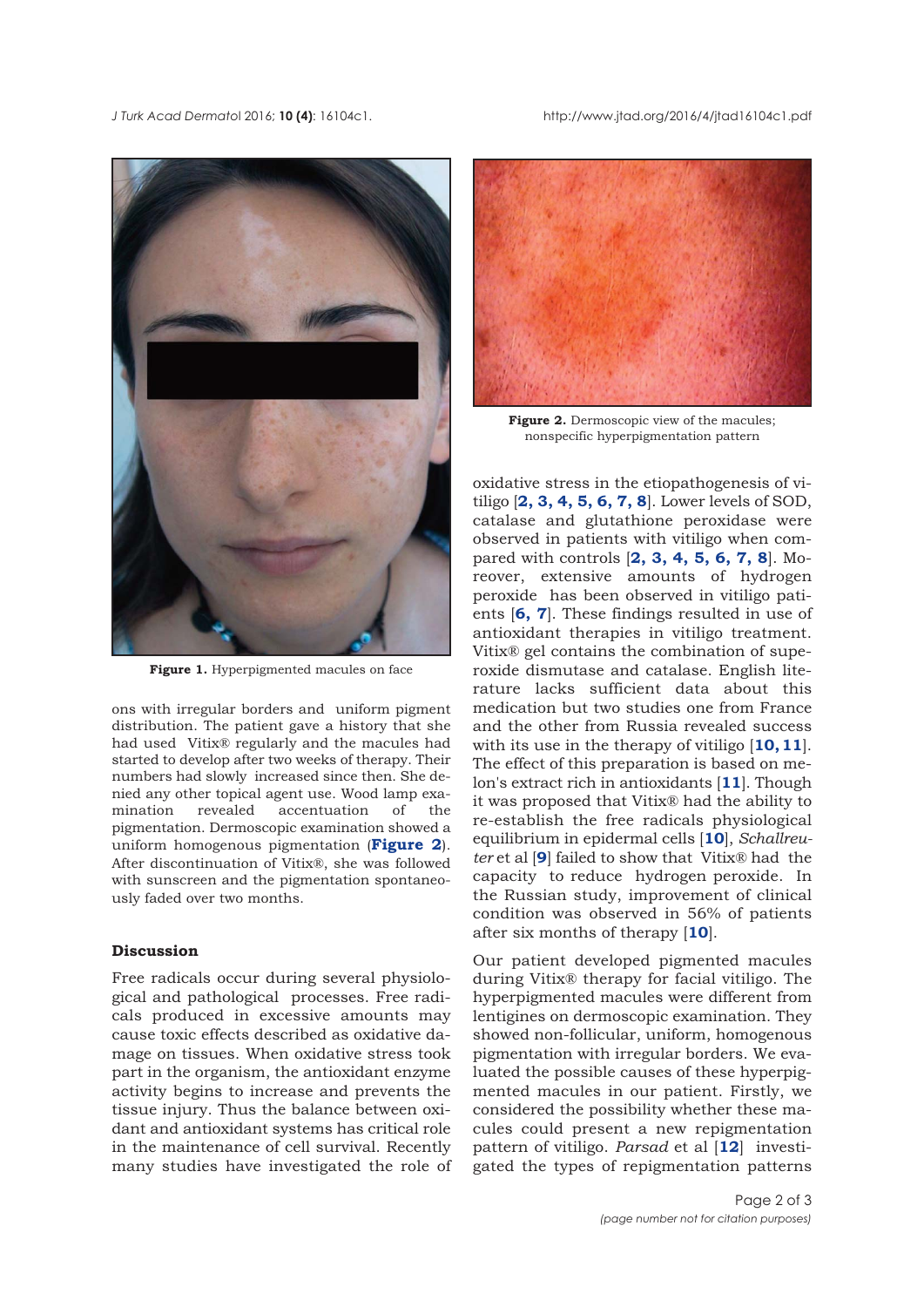Figure 1. Hyperpigmented macules on face

Figure 2. Dermoscopic view of the macules; nonspecific hyperpigmentation pattern

ons with irregular borders and uniform pigment distribution. The patient gave a history that she had used Vitix® regularly and the macules had started to develop after two weeks of therapy. Their numbers had slowly increased since then. She denied any other topical agent use. Wood lamp examination revealed accentuation of the pigmentation. Dermoscopic examination showed a uniform homogenous pigmentation (**Figure 2**). After discontinuation of Vitix®, she was followed with sunscreen and the pigmentation spontaneously faded over two months.

## Discussion

Free radicals occur during several physiological and pathological processes. Free radicals produced in excessive amounts may cause toxic effects described as oxidative damage on tissues. When oxidative stress took part in the organism, the antioxidant enzyme activity begins to increase and prevents the tissue injury. Thus the balance between oxidant and antioxidant systems has critical role in the maintenance of cell survival. Recently many studies have investigated the role of oxidative stress in the etiopathogenesis of vitiligo [**2, 3, 4, 5, 6, 7, 8**]. Lower levels of SOD, catalase and glutathione peroxidase were observed in patients with vitiligo when compared with controls [**2, 3, 4, 5, 6, 7, 8**]. Moreover, extensive amounts of hydrogen peroxide has been observed in vitiligo patients [**6, 7**]. These findings resulted in use of antioxidant therapies in vitiligo treatment. Vitix® gel contains the combination of superoxide dismutase and catalase. English literature lacks sufficient data about this medication but two studies one from France and the other from Russia revealed success with its use in the therapy of vitiligo [**10, 11**]. The effect of this preparation is based on melon's extract rich in antioxidants [**11**]. Though it was proposed that Vitix® had the ability to re-establish the free radicals physiological equilibrium in epidermal cells [**10**], *Schallreuter* et al [**9**] failed to show that Vitix® had the capacity to reduce hydrogen peroxide. In the Russian study, improvement of clinical condition was observed in 56% of patients after six months of therapy [**10**].

Our patient developed pigmented macules during Vitix® therapy for facial vitiligo. The hyperpigmented macules were different from lentigines on dermoscopic examination. They showed non-follicular, uniform, homogenous pigmentation with irregular borders. We evaluated the possible causes of these hyperpigmented macules in our patient. Firstly, we considered the possibility whether these macules could present a new repigmentation pattern of vitiligo. *Parsad* et al [**12**] investigated the types of repigmentation patterns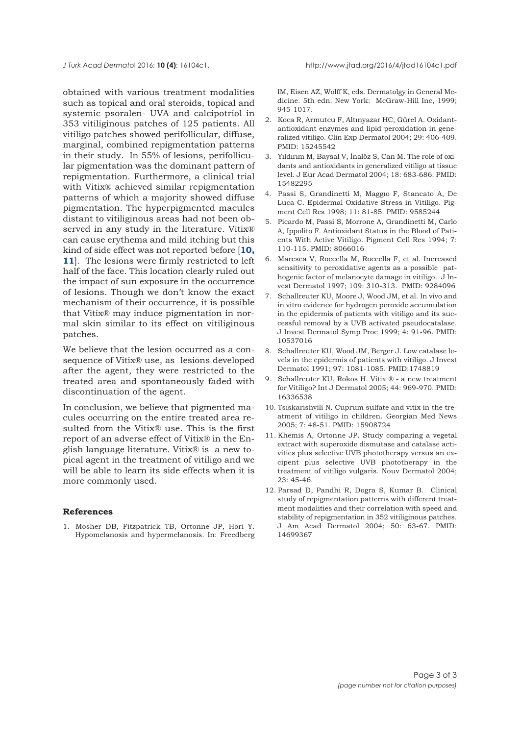obtained with various treatment modalities such as topical and oral steroids, topical and systemic psoralen- UVA and calcipotriol in 353 vitiliginous patches of 125 patients. All vitiligo patches showed perifollicular, diffuse, marginal, combined repigmentation patterns in their study. In 55% of lesions, perifollicular pigmentation was the dominant pattern of repigmentation. Furthermore, a clinical trial with Vitix® achieved similar repigmentation patterns of which a majority showed diffuse pigmentation. The hyperpigmented macules distant to vitiliginous areas had not been observed in any study in the literature. Vitix® can cause erythema and mild itching but this kind of side effect was not reported before [**10, 11**]. The lesions were firmly restricted to left half of the face. This location clearly ruled out the impact of sun exposure in the occurrence of lesions. Though we don't know the exact mechanism of their occurrence, it is possible that Vitix® may induce pigmentation in normal skin similar to its effect on vitiliginous patches.

We believe that the lesion occurred as a consequence of Vitix® use, as lesions developed after the agent, they were restricted to the treated area and spontaneously faded with discontinuation of the agent.

In conclusion, we believe that pigmented macules occurring on the entire treated area resulted from the Vitix® use. This is the first report of an adverse effect of Vitix® in the English language literature. Vitix® is a new topical agent in the treatment of vitiligo and we will be able to learn its side effects when it is more commonly used.

## References

1. Mosher DB, Fitzpatrick TB, Ortonne JP, Hori Y. Hypomelanosis and hypermelanosis. In: Freedberg IM, Eisen AZ, Wolff K, eds. Dermatolgy in General Medicine. 5th edn. New York: McGraw-Hill Inc, 1999; 945-1017.
2. Koca R, Armutcu F, Altınyazar HC, Gürel A. Oxidant-antioxidant enzymes and lipid peroxidation in generalized vitiligo. Clin Exp Dermatol 2004; 29: 406-409. PMID: 15245542
3. Yıldırım M, Baysal V, İnalöz S, Can M. The role of oxidants and antioxidants in generalized vitiligo at tissue level. J Eur Acad Dermatol 2004; 18: 683-686. PMID: 15482295
4. Passi S, Grandinetti M, Maggıo F, Stancato A, De Luca C. Epidermal Oxidative Stress in Vitiligo. Pigment Cell Res 1998; 11: 81-85. PMID: 9585244
5. Picardo M, Passi S, Morrone A, Grandinetti M, Carlo A, Ippolito F. Antioxidant Status in the Blood of Patients With Active Vitiligo. Pigment Cell Res 1994; 7: 110-115. PMID: 8066016
6. Maresca V, Roccella M, Roccella F, et al. Increased sensitivity to peroxidative agents as a possible pathogenic factor of melanocyte damage in vitiligo. J Invest Dermatol 1997; 109: 310-313. PMID: 9284096
7. Schallreuter KU, Moore J, Wood JM, et al. In vivo and in vitro evidence for hydrogen peroxide accumulation in the epidermis of patients with vitiligo and its successful removal by a UVB activated pseudocatalase. J Invest Dermatol Symp Proc 1999; 4: 91-96. PMID: 10537016
8. Schallreuter KU, Wood JM, Berger J. Low catalase levels in the epidermis of patients with vitiligo. J Invest Dermatol 1991; 97: 1081-1085. PMID:1748819
9. Schallreuter KU, Rokos H. Vitix ® - a new treatment for Vitiligo? Int J Dermatol 2005; 44: 969-970. PMID: 16336538
10. Tsiskarishvili N. Cuprum sulfate and vitix in the treatment of vitiligo in children. Georgian Med News 2005; 7: 48-51. PMID: 15908724
11. Khemis A, Ortonne JP. Study comparing a vegetal extract with superoxide dismutase and catalase activities plus selective UVB phototherapy versus an excipent plus selective UVB phototherapy in the treatment of vitiligo vulgaris. Nouv Dermatol 2004; 23: 45-46.
12. Parsad D, Pandhi R, Dogra S, Kumar B. Clinical study of repigmentation patterns with different treatment modalities and their correlation with speed and stability of repigmentation in 352 vitiliginous patches. J Am Acad Dermatol 2004; 50: 63-67. PMID: 14699367